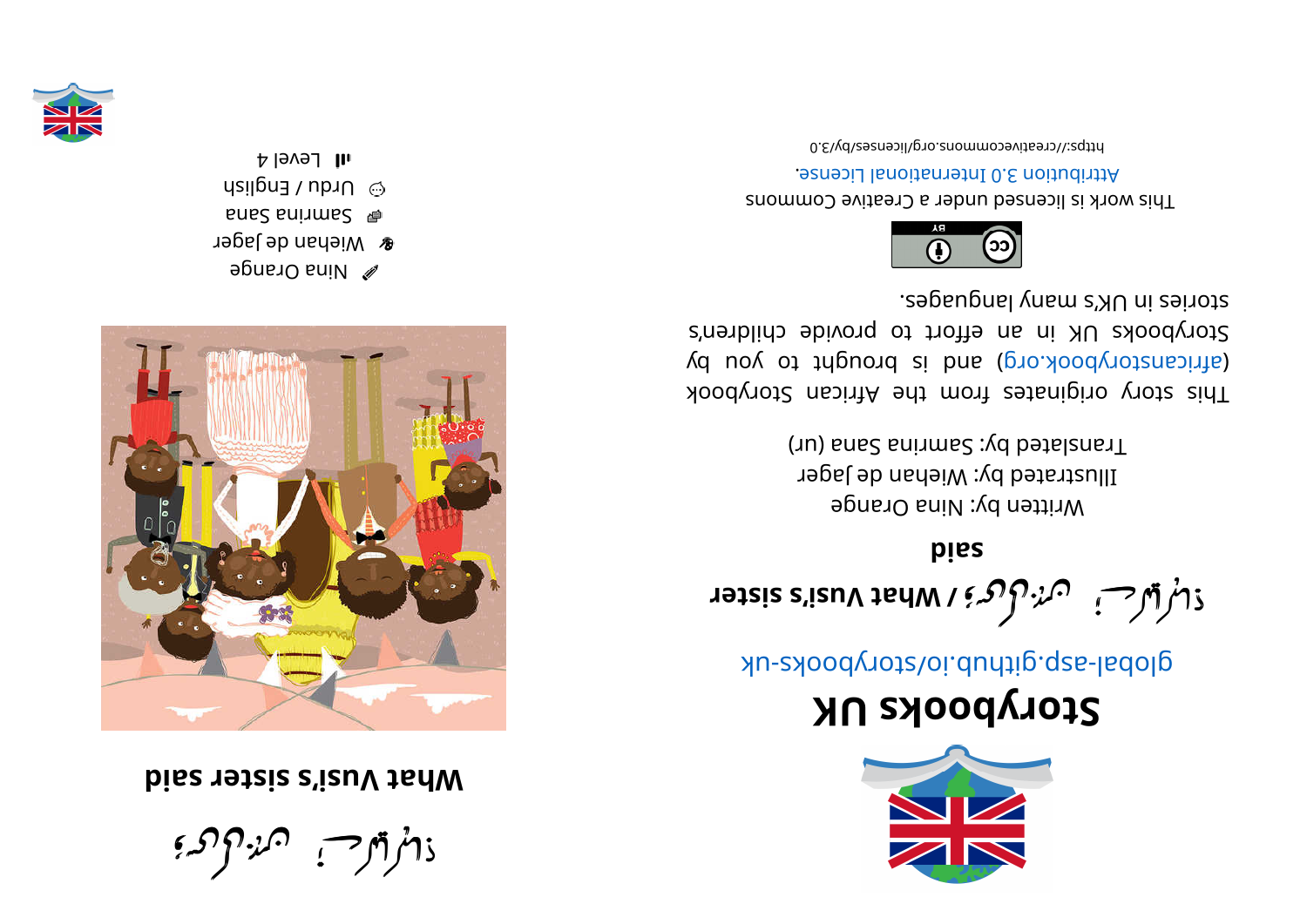# ووسی کی بہن نے کہا

# What Vusi's sister said

Nina Orange

Wiehan de Jager

Samina Sana

Urdu / English

Level 4

# Storybooks UK

global-asp.github.io/storybooks-uk

**ووسی کی بہن نے کہا / What Vusi's sister said**

Written by: Nina Orange

Illustrated by: Wiehan de Jager

Translated by: Samina Sana (ur)

This story originates from the African Storybook (africanstorybook.org) and is brought to you by Storybooks UK in an effort to provide children's stories in UK's many languages.

This work is licensed under a Creative Commons Attribution 3.0 International License.

https://creativecommons.org/licenses/by/3.0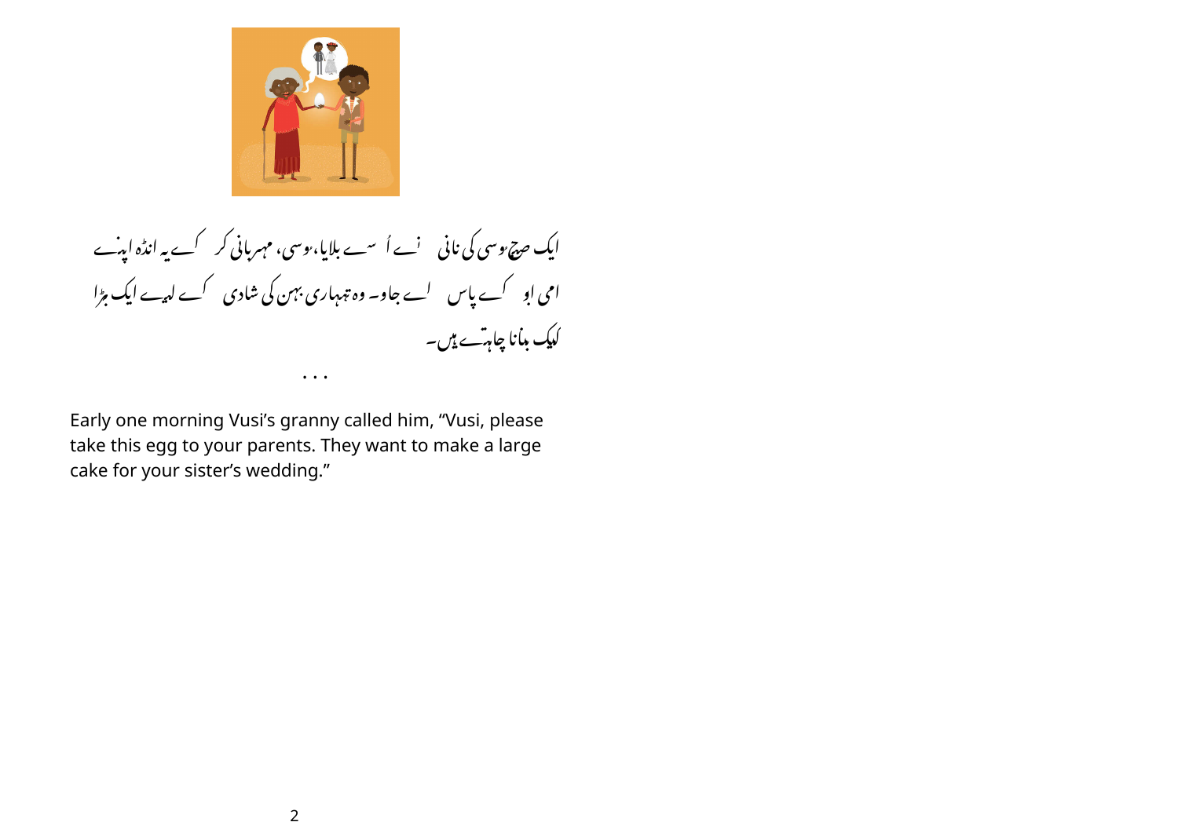ایک صبح وسی کی نانی نے اُ سے بلایا، وسی، مہربانی کر کے یہ انڈہ اپنے امی ابو کے پاس لے جاو۔ وہ تمہاری بہن کی شادی کے لیے ایک بڑا کیک بنانا چاہتے ہیں۔

...

Early one morning Vusi's granny called him, "Vusi, please take this egg to your parents. They want to make a large cake for your sister's wedding."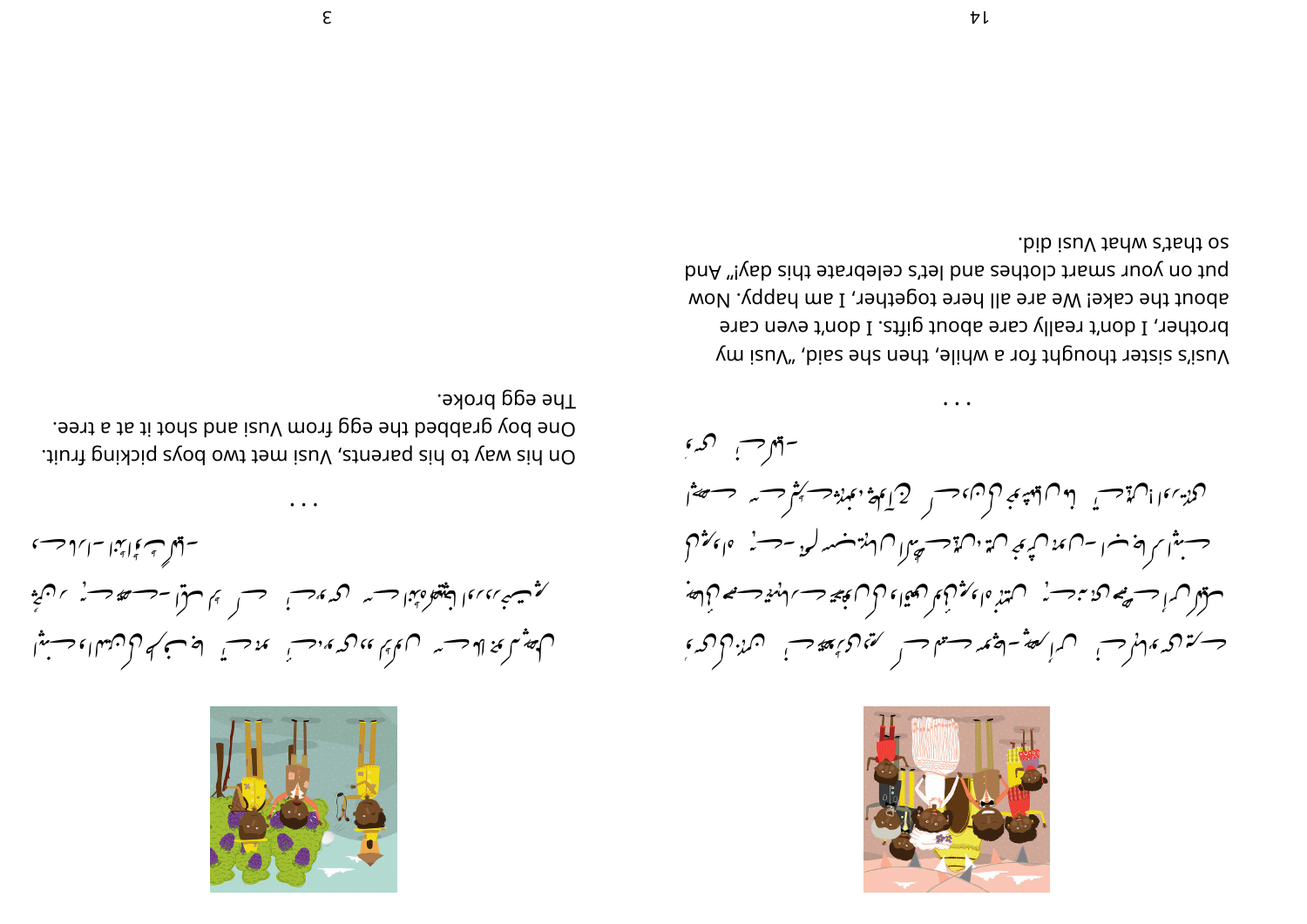Vusi's sister thought for a while, then she said, "Vusi my brother, I don't really care about gifts. I don't even care about the cake! We are all here together, I am happy. Now put on your smart clothes and let's celebrate this day!" And so that's what Vusi did.

On his way to his parents, Vusi met two boys picking fruit. One boy grabbed the egg from Vusi and shot it at a tree. The egg broke.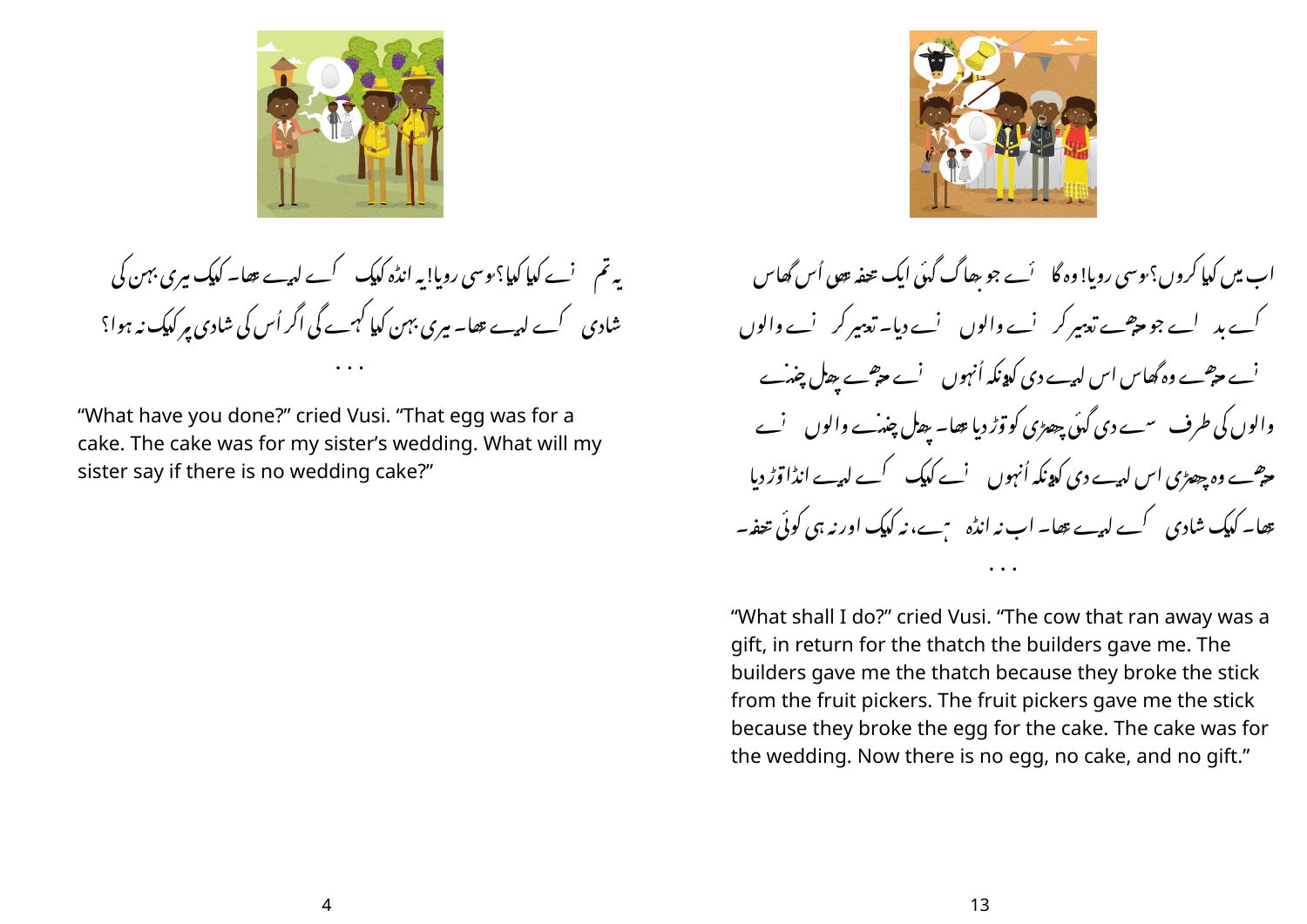یہ تم نے کیا کیا؟ ووسی رویا! یہ انڈہ کیک کے لیے تھا۔ کیک میری بہن کی شادی کے لیے تھا۔ میری بہن کیا کہے گی اگر اُس کی شادی پر کیک نہ ہوا؟

. . .

"What have you done?" cried Vusi. "That egg was for a cake. The cake was for my sister's wedding. What will my sister say if there is no wedding cake?"

اب میں کیا کروں؟ ووسی رویا! وہ گائے جو بھاگ گئی ایک تحفہ تھی اُس گھاس کے بدلے جو چھت تعمیر کرنے والوں نے دیا۔ تعمیر کرنے والوں نے مجھے وہ گھاس اس لیے دی کیونکہ اُنھوں نے مجھے پھل چننے والوں کی طرف سے دی گئی چھڑی کو توڑ دیا تھا۔ پھل چننے والوں نے مجھے وہ چھڑی اس لیے دی کیونکہ اُنھوں نے کیک کے لیے انڈا توڑ دیا تھا۔ کیک شادی کے لیے تھا۔ اب نہ انڈہ ہے، نہ کیک اور نہ ہی کوئی تحفہ۔

. . .

"What shall I do?" cried Vusi. "The cow that ran away was a gift, in return for the thatch the builders gave me. The builders gave me the thatch because they broke the stick from the fruit pickers. The fruit pickers gave me the stick because they broke the egg for the cake. The cake was for the wedding. Now there is no egg, no cake, and no gift."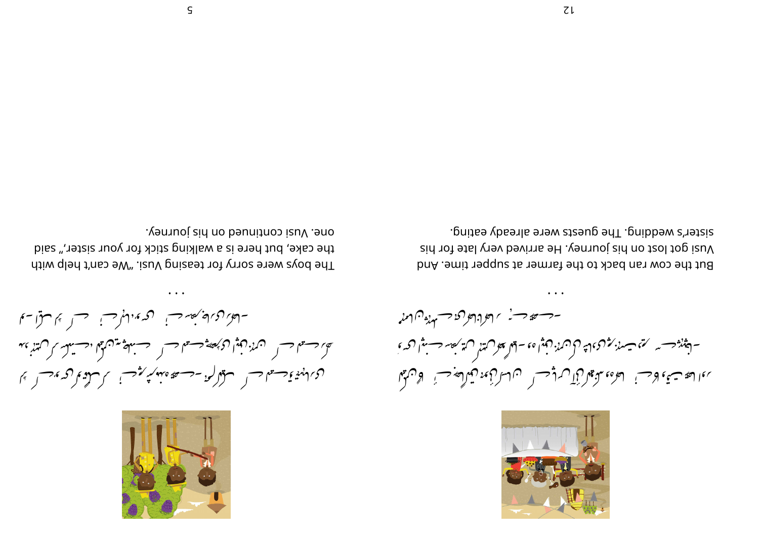. . .

But the cow ran back to the farmer at supper time. And Vusi got lost on his journey. He arrived very late for his sister's wedding. The guests were already eating.

. . .

The boys were sorry for teasing Vusi. "We can't help with the cake, but here is a walking stick for your sister," said one. Vusi continued on his journey.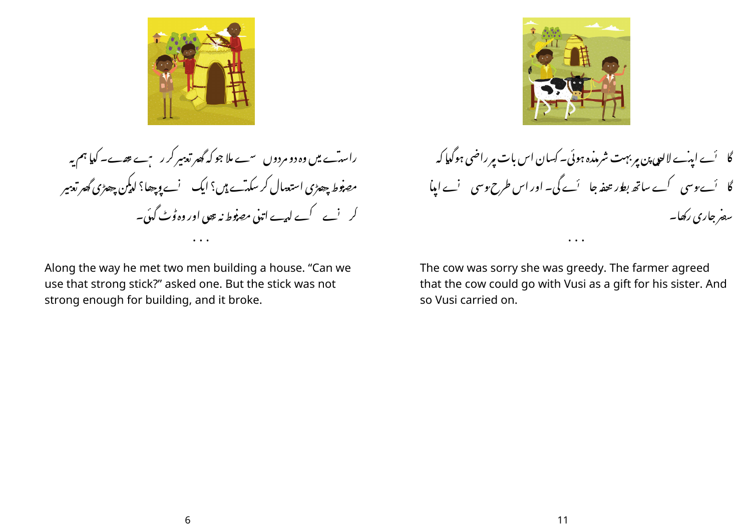راستے میں وہ دو مردوں سے ملا جو کہ گھر تعمیر کر رہے تھے۔ کیا ہم یہ مضبوط چھڑی استعمال کر سکتے ہیں؟ ایک نے پوچھا؟ لیکن چھڑی گھر تعمیر کرنے کے لیے اتنی مضبوط نہ تھی اور وہ ٹوٹ گئی۔

. . .

Along the way he met two men building a house. “Can we use that stick?” asked one. But the stick was not strong enough for building, and it broke.

گائے اپنے لالچی پن پر بہت شرمندہ ہوئی۔ کسان اس بات پر راضی ہو گیا کہ گائے ووسی کے ساتھ بطور تحفہ جائے گی۔ اور اس طرح ووسی نے اپنا سفر جاری رکھا۔

. . .

The cow was sorry she was greedy. The farmer agreed that the cow could go with Vusi as a gift for his sister. And so Vusi carried on.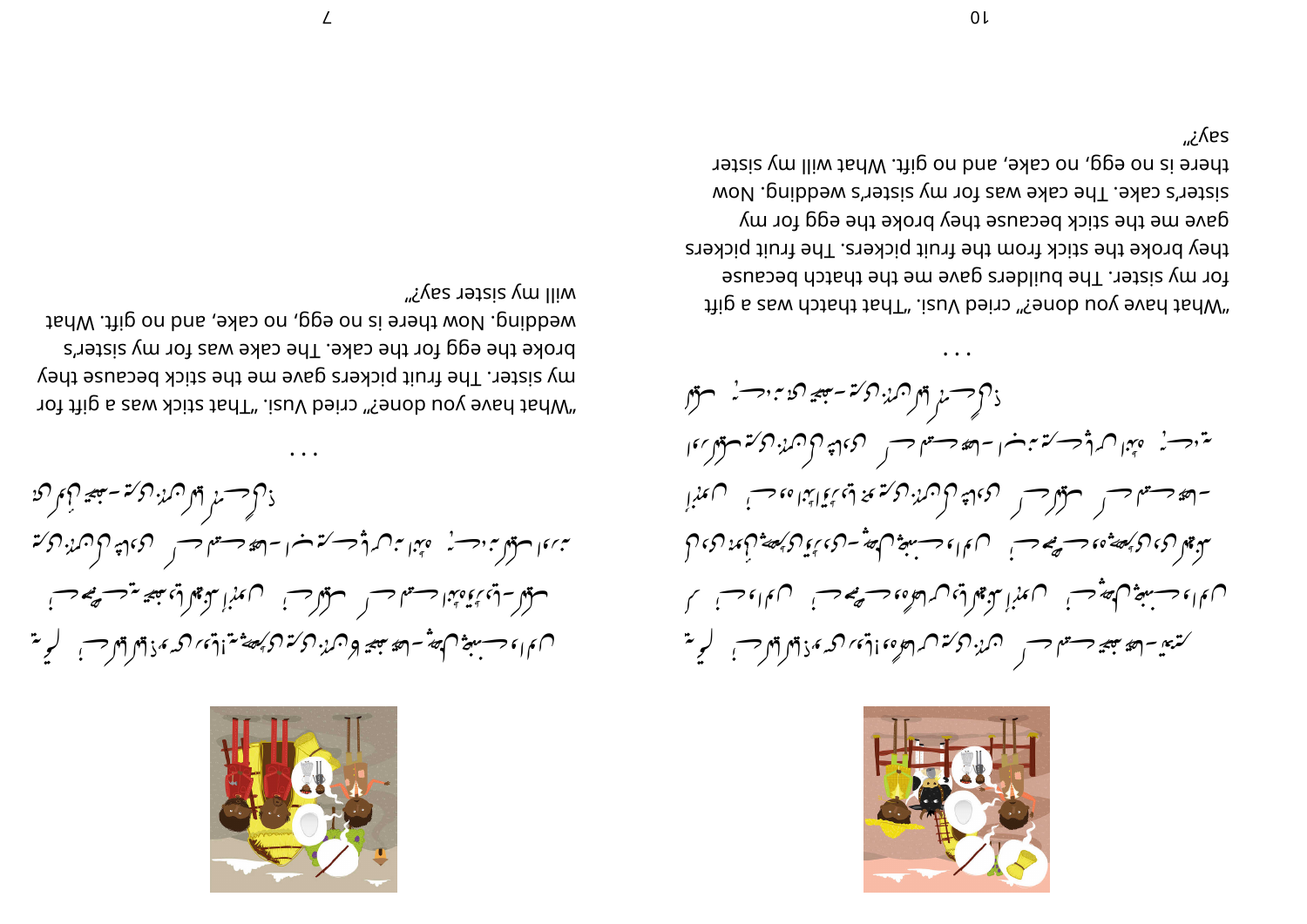. . .

"What have you done?" cried Vusi. "That thatch was a gift for my sister. The builders gave me the thatch because they broke the stick from the fruit pickers. The fruit pickers gave me the stick because they broke the egg for my sister's cake. The cake was for my sister's wedding. Now there is no egg, no cake, and no gift. What will my sister say?"

. . .

"What have you done?" cried Vusi. "That stick was a gift for my sister. The fruit pickers gave me the stick because they broke the egg for the cake. The cake was for my sister's wedding. Now there is no egg, no cake, and no gift. What will my sister say?"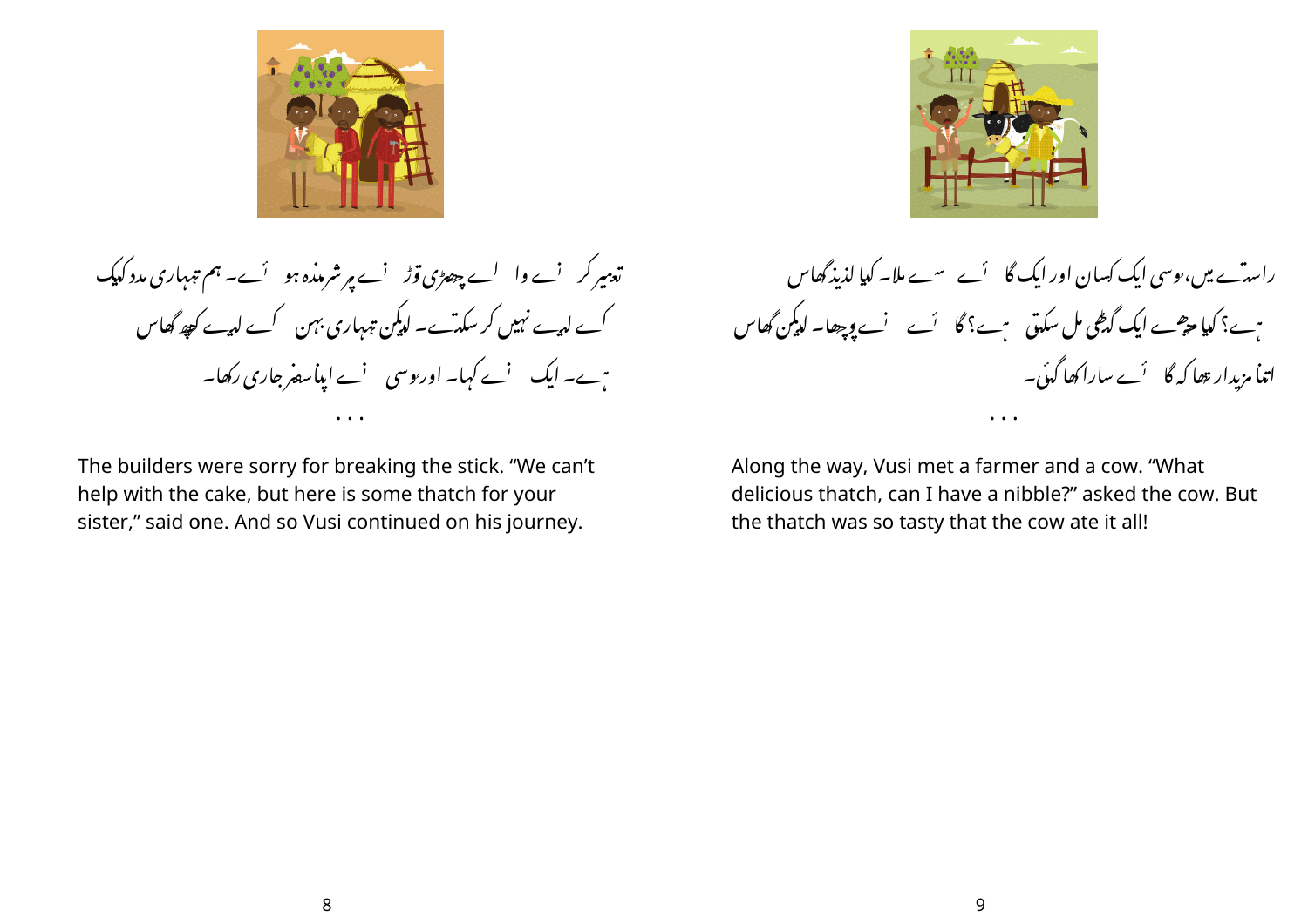تعمیر کر نے وا لے چھڑی توڑ نے پر شرمندہ ہو ئے۔ ہم تمہاری مدد کیک کے لیے نہیں کر سکتے۔ لیکن تمہاری بہن کے لیے کچھ گھاس ہے۔ ایک نے کہا۔ اور وسی نے اپنا سفر جاری رکھا۔

. . .

The builders were sorry for breaking the stick. "We can't help with the cake, but here is some thatch for your sister," said one. And so Vusi continued on his journey.

راستے میں، وسی ایک کسان اور ایک گا ئے سے ملا۔ کیا لذیذ گھاس ہے؟ کیا مجھے ایک کٹی مل سکتی ہے؟ گا ئے نے پوچھا۔ لیکن گھاس اتنا مزیدار تھا کہ گا ئے سارا کھا گئی۔

. . .

Along the way, Vusi met a farmer and a cow. "What delicious thatch, can I have a nibble?" asked the cow. But the thatch was so tasty that the cow ate it all!